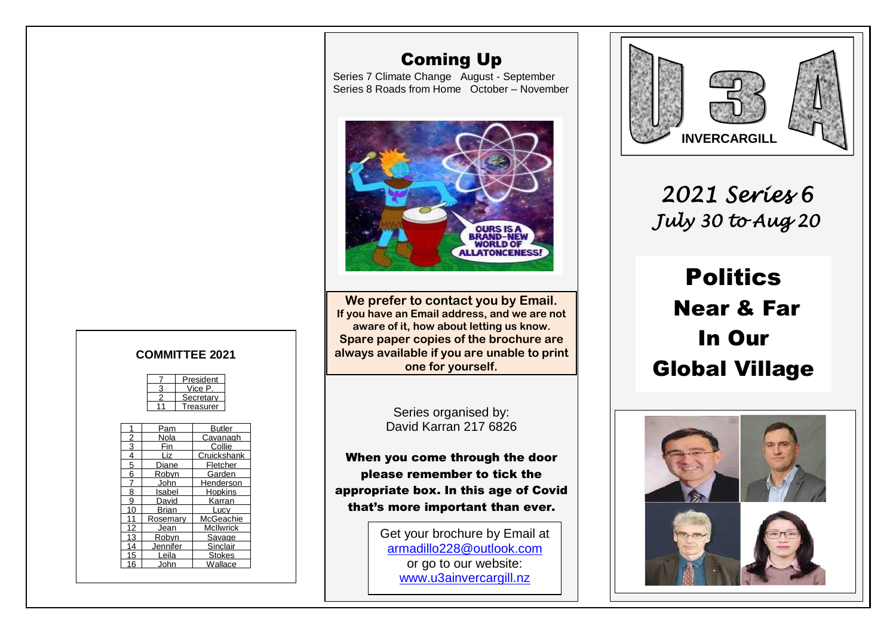## COMMITTEE 2021

| 7 | President |
|---|---|
| 3 | Vice P. |
| 2 | Secretary |
| 11 | Treasurer |

| 1 | Pam | Butler |
|---|---|---|
| 2 | Nola | Cavanagh |
| 3 | Fin | Collie |
| 4 | Liz | Cruickshank |
| 5 | Diane | Fletcher |
| 6 | Robyn | Garden |
| 7 | John | Henderson |
| 8 | Isabel | Hopkins |
| 9 | David | Karran |
| 10 | Brian | Lucy |
| 11 | Rosemary | McGeachie |
| 12 | Jean | McIlwrick |
| 13 | Robyn | Savage |
| 14 | Jennifer | Sinclair |
| 15 | Leila | Stokes |
| 16 | John | Wallace |

# Coming Up

Series 7 Climate Change August - September
Series 8 Roads from Home October – November

**We prefer to contact you by Email.**
**If you have an Email address, and we are not aware of it, how about letting us know.**
**Spare paper copies of the brochure are always available if you are unable to print one for yourself.**

Series organised by:
David Karran 217 6826

**When you come through the door please remember to tick the appropriate box. In this age of Covid that's more important than ever.**

Get your brochure by Email at
armadillo228@outlook.com
or go to our website:
www.u3ainvercargill.nz

# U3A INVERCARGILL

*2021 Series 6*
*July 30 to Aug 20*

# Politics Near & Far In Our Global Village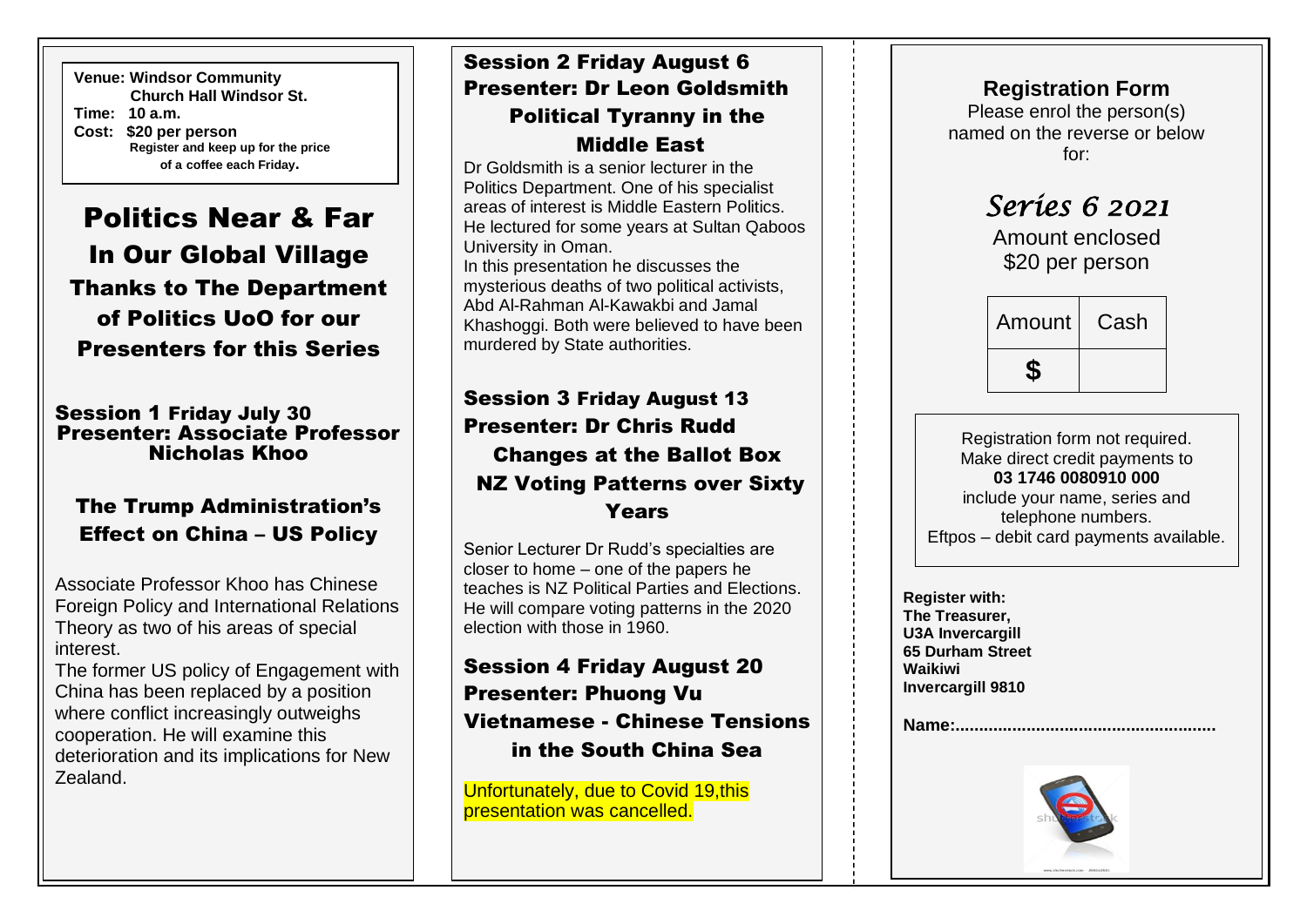**Venue: Windsor Community Church Hall Windsor St.**
**Time: 10 a.m.**
**Cost: $20 per person**
**Register and keep up for the price of a coffee each Friday.**

# Politics Near & Far

## In Our Global Village

### Thanks to The Department of Politics UoO for our Presenters for this Series

### Session 1 Friday July 30
### Presenter: Associate Professor Nicholas Khoo

### The Trump Administration's Effect on China – US Policy

Associate Professor Khoo has Chinese Foreign Policy and International Relations Theory as two of his areas of special interest.

The former US policy of Engagement with China has been replaced by a position where conflict increasingly outweighs cooperation. He will examine this deterioration and its implications for New Zealand.

### Session 2 Friday August 6
### Presenter: Dr Leon Goldsmith
### Political Tyranny in the Middle East

Dr Goldsmith is a senior lecturer in the Politics Department. One of his specialist areas of interest is Middle Eastern Politics. He lectured for some years at Sultan Qaboos University in Oman.

In this presentation he discusses the mysterious deaths of two political activists, Abd Al-Rahman Al-Kawakbi and Jamal Khashoggi. Both were believed to have been murdered by State authorities.

### Session 3 Friday August 13
### Presenter: Dr Chris Rudd
### Changes at the Ballot Box NZ Voting Patterns over Sixty Years

Senior Lecturer Dr Rudd's specialties are closer to home – one of the papers he teaches is NZ Political Parties and Elections. He will compare voting patterns in the 2020 election with those in 1960.

### Session 4 Friday August 20
### Presenter: Phuong Vu
### Vietnamese - Chinese Tensions in the South China Sea

Unfortunately, due to Covid 19,this presentation was cancelled.

## Registration Form

Please enrol the person(s) named on the reverse or below for:

*Series 6 2021*

Amount enclosed
$20 per person

| Amount | Cash |
|---|---|
| $ | |

Registration form not required.
Make direct credit payments to
**03 1746 0080910 000**
include your name, series and telephone numbers.
Eftpos – debit card payments available.

**Register with:**
**The Treasurer,**
**U3A Invercargill**
**65 Durham Street**
**Waikiwi**
**Invercargill 9810**

**Name:......................................................**